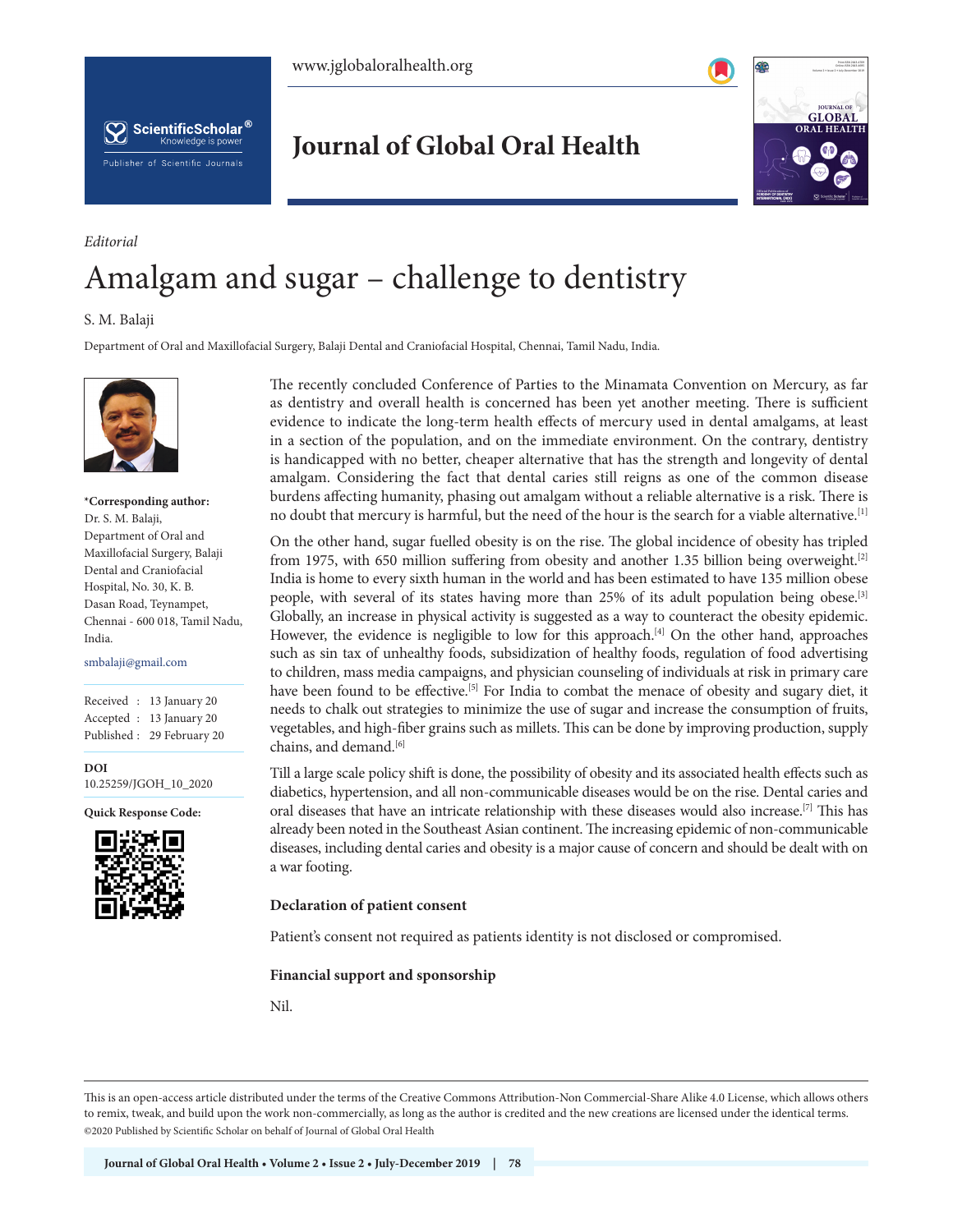*Editorial*

# Amalgam and sugar – challenge to dentistry

S. M. Balaji

Department of Oral and Maxillofacial Surgery, Balaji Dental and Craniofacial Hospital, Chennai, Tamil Nadu, India.

**\*Corresponding author:**
Dr. S. M. Balaji,
Department of Oral and Maxillofacial Surgery, Balaji Dental and Craniofacial Hospital, No. 30, K. B. Dasan Road, Teynampet, Chennai - 600 018, Tamil Nadu, India.

smbalaji@gmail.com

Received : 13 January 20
Accepted : 13 January 20
Published : 29 February 20

**DOI**
10.25259/JGOH_10_2020

**Quick Response Code:**

The recently concluded Conference of Parties to the Minamata Convention on Mercury, as far as dentistry and overall health is concerned has been yet another meeting. There is sufficient evidence to indicate the long-term health effects of mercury used in dental amalgams, at least in a section of the population, and on the immediate environment. On the contrary, dentistry is handicapped with no better, cheaper alternative that has the strength and longevity of dental amalgam. Considering the fact that dental caries still reigns as one of the common disease burdens affecting humanity, phasing out amalgam without a reliable alternative is a risk. There is no doubt that mercury is harmful, but the need of the hour is the search for a viable alternative.[1]

On the other hand, sugar fuelled obesity is on the rise. The global incidence of obesity has tripled from 1975, with 650 million suffering from obesity and another 1.35 billion being overweight.[2] India is home to every sixth human in the world and has been estimated to have 135 million obese people, with several of its states having more than 25% of its adult population being obese.[3] Globally, an increase in physical activity is suggested as a way to counteract the obesity epidemic. However, the evidence is negligible to low for this approach.[4] On the other hand, approaches such as sin tax of unhealthy foods, subsidization of healthy foods, regulation of food advertising to children, mass media campaigns, and physician counseling of individuals at risk in primary care have been found to be effective.[5] For India to combat the menace of obesity and sugary diet, it needs to chalk out strategies to minimize the use of sugar and increase the consumption of fruits, vegetables, and high-fiber grains such as millets. This can be done by improving production, supply chains, and demand.[6]

Till a large scale policy shift is done, the possibility of obesity and its associated health effects such as diabetics, hypertension, and all non-communicable diseases would be on the rise. Dental caries and oral diseases that have an intricate relationship with these diseases would also increase.[7] This has already been noted in the Southeast Asian continent. The increasing epidemic of non-communicable diseases, including dental caries and obesity is a major cause of concern and should be dealt with on a war footing.

### Declaration of patient consent

Patient's consent not required as patients identity is not disclosed or compromised.

### Financial support and sponsorship

Nil.

This is an open-access article distributed under the terms of the Creative Commons Attribution-Non Commercial-Share Alike 4.0 License, which allows others to remix, tweak, and build upon the work non-commercially, as long as the author is credited and the new creations are licensed under the identical terms.
©2020 Published by Scientific Scholar on behalf of Journal of Global Oral Health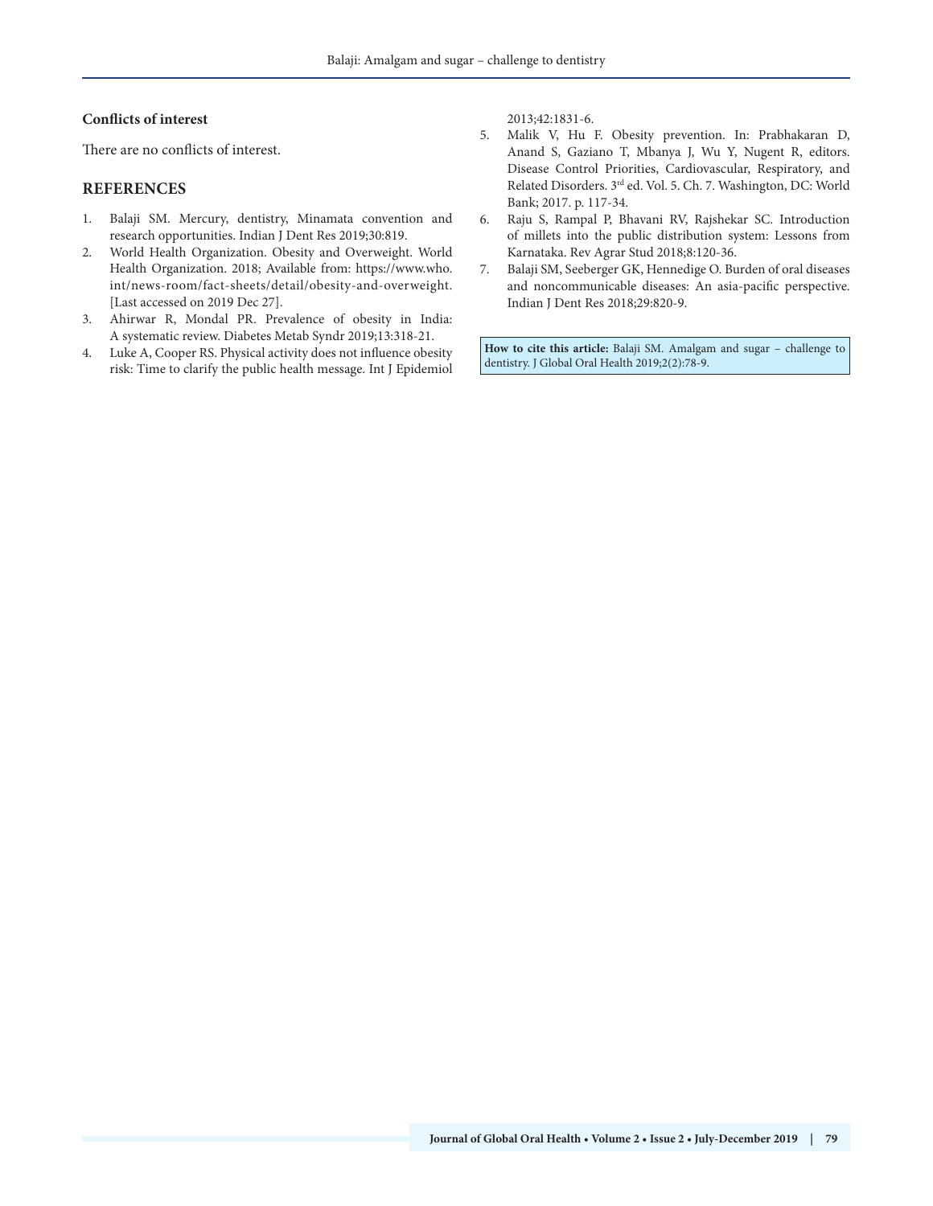**Conflicts of interest**

There are no conflicts of interest.

## REFERENCES

1. Balaji SM. Mercury, dentistry, Minamata convention and research opportunities. Indian J Dent Res 2019;30:819.
2. World Health Organization. Obesity and Overweight. World Health Organization. 2018; Available from: https://www.who.int/news-room/fact-sheets/detail/obesity-and-overweight. [Last accessed on 2019 Dec 27].
3. Ahirwar R, Mondal PR. Prevalence of obesity in India: A systematic review. Diabetes Metab Syndr 2019;13:318-21.
4. Luke A, Cooper RS. Physical activity does not influence obesity risk: Time to clarify the public health message. Int J Epidemiol 2013;42:1831-6.
5. Malik V, Hu F. Obesity prevention. In: Prabhakaran D, Anand S, Gaziano T, Mbanya J, Wu Y, Nugent R, editors. Disease Control Priorities, Cardiovascular, Respiratory, and Related Disorders. 3rd ed. Vol. 5. Ch. 7. Washington, DC: World Bank; 2017. p. 117-34.
6. Raju S, Rampal P, Bhavani RV, Rajshekar SC. Introduction of millets into the public distribution system: Lessons from Karnataka. Rev Agrar Stud 2018;8:120-36.
7. Balaji SM, Seeberger GK, Hennedige O. Burden of oral diseases and noncommunicable diseases: An asia-pacific perspective. Indian J Dent Res 2018;29:820-9.

**How to cite this article:** Balaji SM. Amalgam and sugar – challenge to dentistry. J Global Oral Health 2019;2(2):78-9.